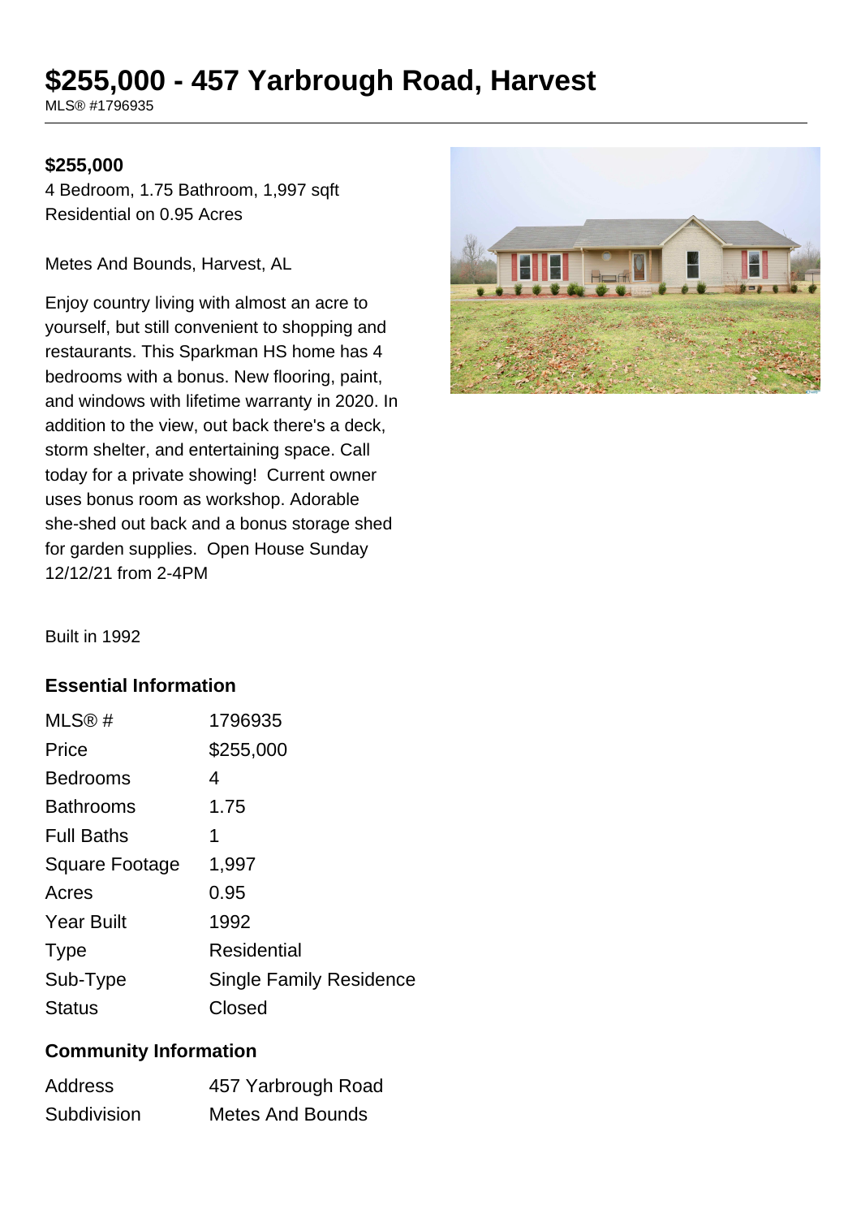# $255,000 - 457 Yarbrough Road, Harvest

MLS® #1796935

**$255,000**

4 Bedroom, 1.75 Bathroom, 1,997 sqft
Residential on 0.95 Acres

Metes And Bounds, Harvest, AL

Enjoy country living with almost an acre to yourself, but still convenient to shopping and restaurants. This Sparkman HS home has 4 bedrooms with a bonus. New flooring, paint, and windows with lifetime warranty in 2020. In addition to the view, out back there's a deck, storm shelter, and entertaining space. Call today for a private showing! Current owner uses bonus room as workshop. Adorable she-shed out back and a bonus storage shed for garden supplies. Open House Sunday 12/12/21 from 2-4PM

Built in 1992

## Essential Information

| | |
|---|---|
| MLS® # | 1796935 |
| Price | $255,000 |
| Bedrooms | 4 |
| Bathrooms | 1.75 |
| Full Baths | 1 |
| Square Footage | 1,997 |
| Acres | 0.95 |
| Year Built | 1992 |
| Type | Residential |
| Sub-Type | Single Family Residence |
| Status | Closed |

## Community Information

| | |
|---|---|
| Address | 457 Yarbrough Road |
| Subdivision | Metes And Bounds |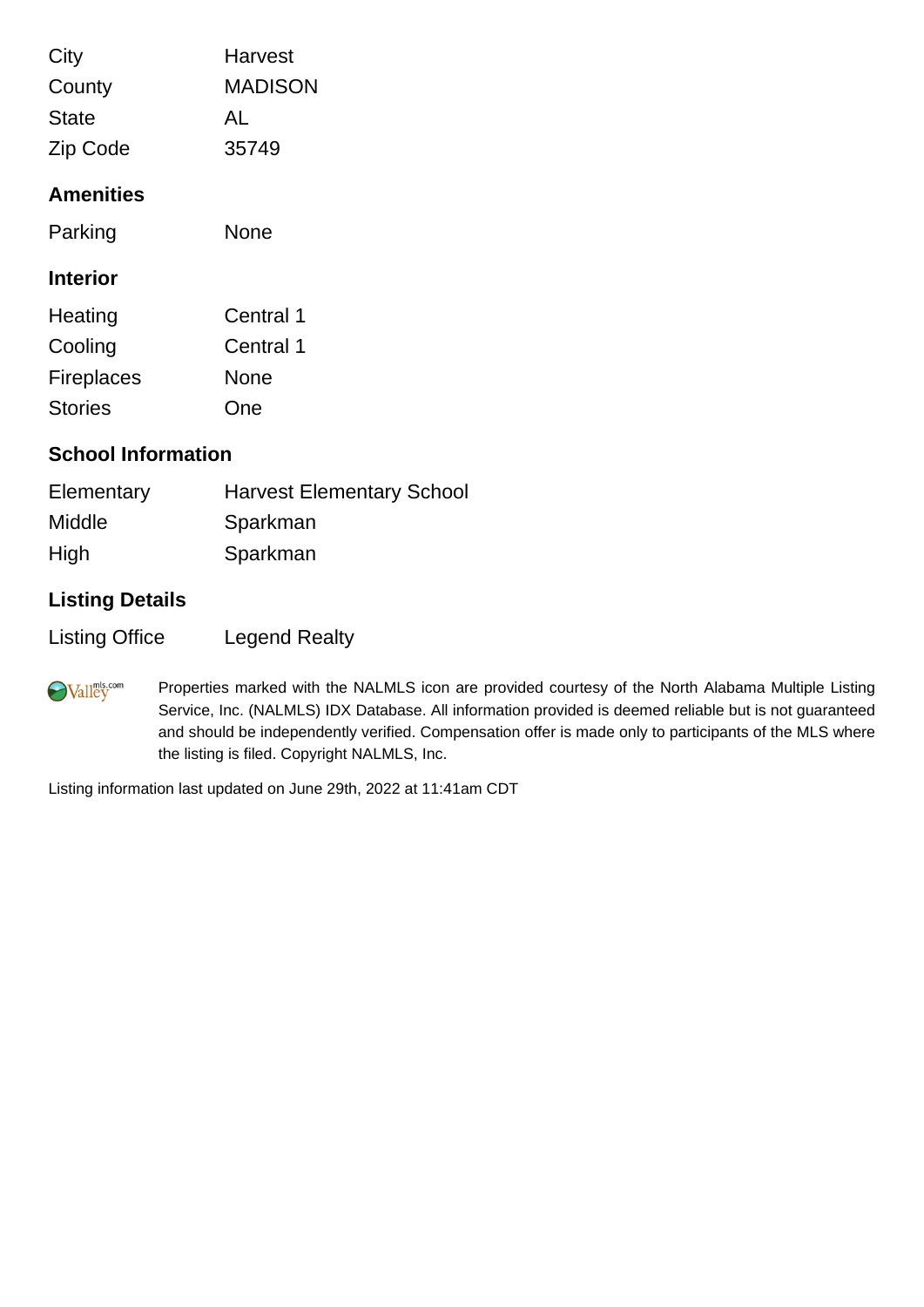| | |
|---|---|
| City | Harvest |
| County | MADISON |
| State | AL |
| Zip Code | 35749 |

### Amenities

| | |
|---|---|
| Parking | None |

### Interior

| | |
|---|---|
| Heating | Central 1 |
| Cooling | Central 1 |
| Fireplaces | None |
| Stories | One |

### School Information

| | |
|---|---|
| Elementary | Harvest Elementary School |
| Middle | Sparkman |
| High | Sparkman |

### Listing Details

| | |
|---|---|
| Listing Office | Legend Realty |

Properties marked with the NALMLS icon are provided courtesy of the North Alabama Multiple Listing Service, Inc. (NALMLS) IDX Database. All information provided is deemed reliable but is not guaranteed and should be independently verified. Compensation offer is made only to participants of the MLS where the listing is filed. Copyright NALMLS, Inc.

Listing information last updated on June 29th, 2022 at 11:41am CDT